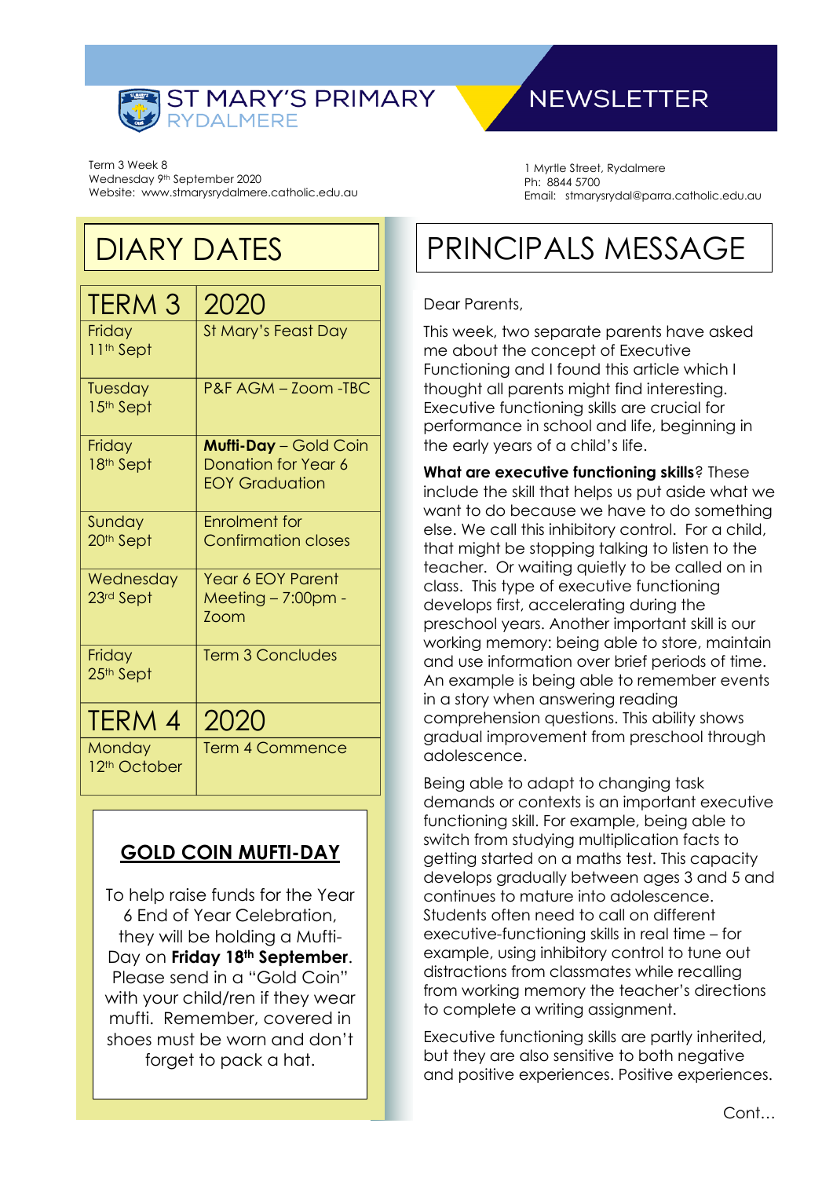# ST MARY'S PRIMARY RYDALMERE

# NEWSLETTER

Term 3 Week 8
Wednesday 9th September 2020
Website: www.stmarysrydalmere.catholic.edu.au

1 Myrtle Street, Rydalmere
Ph: 8844 5700
Email: stmarysrydal@parra.catholic.edu.au

## DIARY DATES

| TERM 3 | 2020 |
|---|---|
| Friday 11th Sept | St Mary's Feast Day |
| Tuesday 15th Sept | P&F AGM – Zoom -TBC |
| Friday 18th Sept | **Mufti-Day** – Gold Coin Donation for Year 6 EOY Graduation |
| Sunday 20th Sept | Enrolment for Confirmation closes |
| Wednesday 23rd Sept | Year 6 EOY Parent Meeting – 7:00pm - Zoom |
| Friday 25th Sept | Term 3 Concludes |
| **TERM 4** | **2020** |
| Monday 12th October | Term 4 Commence |

### GOLD COIN MUFTI-DAY

To help raise funds for the Year 6 End of Year Celebration, they will be holding a Mufti-Day on **Friday 18th September**. Please send in a "Gold Coin" with your child/ren if they wear mufti. Remember, covered in shoes must be worn and don't forget to pack a hat.

## PRINCIPALS MESSAGE

Dear Parents,

This week, two separate parents have asked me about the concept of Executive Functioning and I found this article which I thought all parents might find interesting. Executive functioning skills are crucial for performance in school and life, beginning in the early years of a child's life.

**What are executive functioning skills**? These include the skill that helps us put aside what we want to do because we have to do something else. We call this inhibitory control. For a child, that might be stopping talking to listen to the teacher. Or waiting quietly to be called on in class. This type of executive functioning develops first, accelerating during the preschool years. Another important skill is our working memory: being able to store, maintain and use information over brief periods of time. An example is being able to remember events in a story when answering reading comprehension questions. This ability shows gradual improvement from preschool through adolescence.

Being able to adapt to changing task demands or contexts is an important executive functioning skill. For example, being able to switch from studying multiplication facts to getting started on a maths test. This capacity develops gradually between ages 3 and 5 and continues to mature into adolescence. Students often need to call on different executive-functioning skills in real time – for example, using inhibitory control to tune out distractions from classmates while recalling from working memory the teacher's directions to complete a writing assignment.

Executive functioning skills are partly inherited, but they are also sensitive to both negative and positive experiences. Positive experiences.

Cont…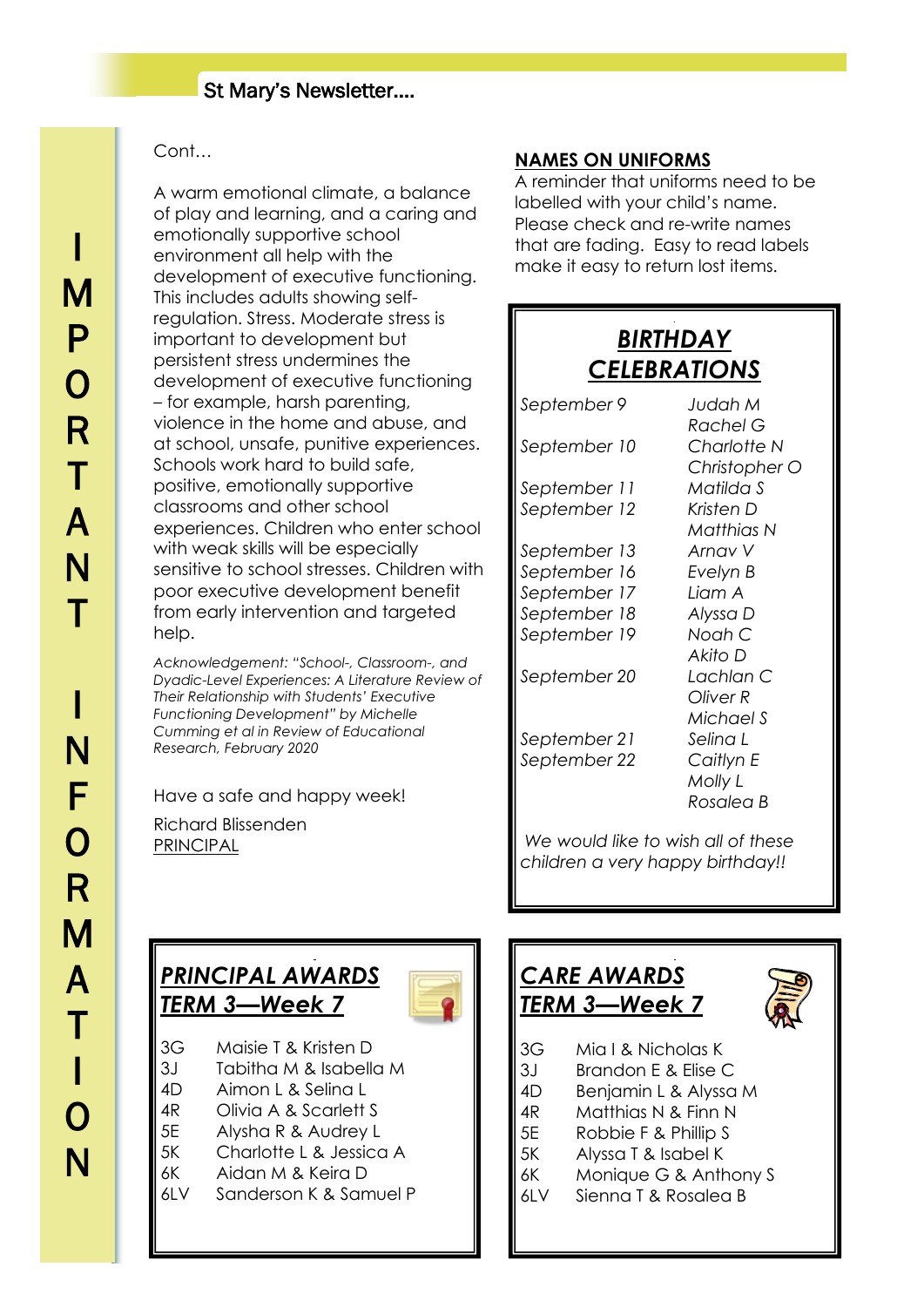Cont…

A warm emotional climate, a balance of play and learning, and a caring and emotionally supportive school environment all help with the development of executive functioning. This includes adults showing self-regulation. Stress. Moderate stress is important to development but persistent stress undermines the development of executive functioning – for example, harsh parenting, violence in the home and abuse, and at school, unsafe, punitive experiences. Schools work hard to build safe, positive, emotionally supportive classrooms and other school experiences. Children who enter school with weak skills will be especially sensitive to school stresses. Children with poor executive development benefit from early intervention and targeted help.

*Acknowledgement: "School-, Classroom-, and Dyadic-Level Experiences: A Literature Review of Their Relationship with Students' Executive Functioning Development" by Michelle Cumming et al in Review of Educational Research, February 2020*

Have a safe and happy week!

Richard Blissenden
PRINCIPAL

## NAMES ON UNIFORMS

A reminder that uniforms need to be labelled with your child's name. Please check and re-write names that are fading. Easy to read labels make it easy to return lost items.

## *BIRTHDAY CELEBRATIONS*

| | |
|---|---|
| *September 9* | *Judah M* |
| | *Rachel G* |
| *September 10* | *Charlotte N* |
| | *Christopher O* |
| *September 11* | *Matilda S* |
| *September 12* | *Kristen D* |
| | *Matthias N* |
| *September 13* | *Arnav V* |
| *September 16* | *Evelyn B* |
| *September 17* | *Liam A* |
| *September 18* | *Alyssa D* |
| *September 19* | *Noah C* |
| | *Akito D* |
| *September 20* | *Lachlan C* |
| | *Oliver R* |
| | *Michael S* |
| *September 21* | *Selina L* |
| *September 22* | *Caitlyn E* |
| | *Molly L* |
| | *Rosalea B* |

*We would like to wish all of these children a very happy birthday!!*

## *PRINCIPAL AWARDS TERM 3—Week 7*

| | |
|---|---|
| 3G | Maisie T & Kristen D |
| 3J | Tabitha M & Isabella M |
| 4D | Aimon L & Selina L |
| 4R | Olivia A & Scarlett S |
| 5E | Alysha R & Audrey L |
| 5K | Charlotte L & Jessica A |
| 6K | Aidan M & Keira D |
| 6LV | Sanderson K & Samuel P |

## *CARE AWARDS TERM 3—Week 7*

| | |
|---|---|
| 3G | Mia I & Nicholas K |
| 3J | Brandon E & Elise C |
| 4D | Benjamin L & Alyssa M |
| 4R | Matthias N & Finn N |
| 5E | Robbie F & Phillip S |
| 5K | Alyssa T & Isabel K |
| 6K | Monique G & Anthony S |
| 6LV | Sienna T & Rosalea B |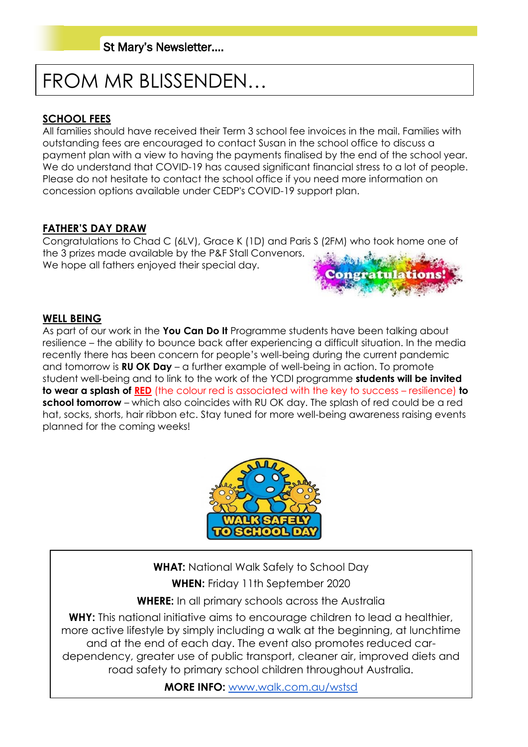# FROM MR BLISSENDEN…

## SCHOOL FEES

All families should have received their Term 3 school fee invoices in the mail. Families with outstanding fees are encouraged to contact Susan in the school office to discuss a payment plan with a view to having the payments finalised by the end of the school year. We do understand that COVID-19 has caused significant financial stress to a lot of people. Please do not hesitate to contact the school office if you need more information on concession options available under CEDP's COVID-19 support plan.

## FATHER'S DAY DRAW

Congratulations to Chad C (6LV), Grace K (1D) and Paris S (2FM) who took home one of the 3 prizes made available by the P&F Stall Convenors. We hope all fathers enjoyed their special day.

## WELL BEING

As part of our work in the **You Can Do It** Programme students have been talking about resilience – the ability to bounce back after experiencing a difficult situation. In the media recently there has been concern for people's well-being during the current pandemic and tomorrow is **RU OK Day** – a further example of well-being in action. To promote student well-being and to link to the work of the YCDI programme **students will be invited to wear a splash of RED** (the colour red is associated with the key to success – resilience) **to school tomorrow** – which also coincides with RU OK day. The splash of red could be a red hat, socks, shorts, hair ribbon etc. Stay tuned for more well-being awareness raising events planned for the coming weeks!

**WHAT:** National Walk Safely to School Day

**WHEN:** Friday 11th September 2020

**WHERE:** In all primary schools across the Australia

**WHY:** This national initiative aims to encourage children to lead a healthier, more active lifestyle by simply including a walk at the beginning, at lunchtime and at the end of each day. The event also promotes reduced car-dependency, greater use of public transport, cleaner air, improved diets and road safety to primary school children throughout Australia.

**MORE INFO:** www.walk.com.au/wstsd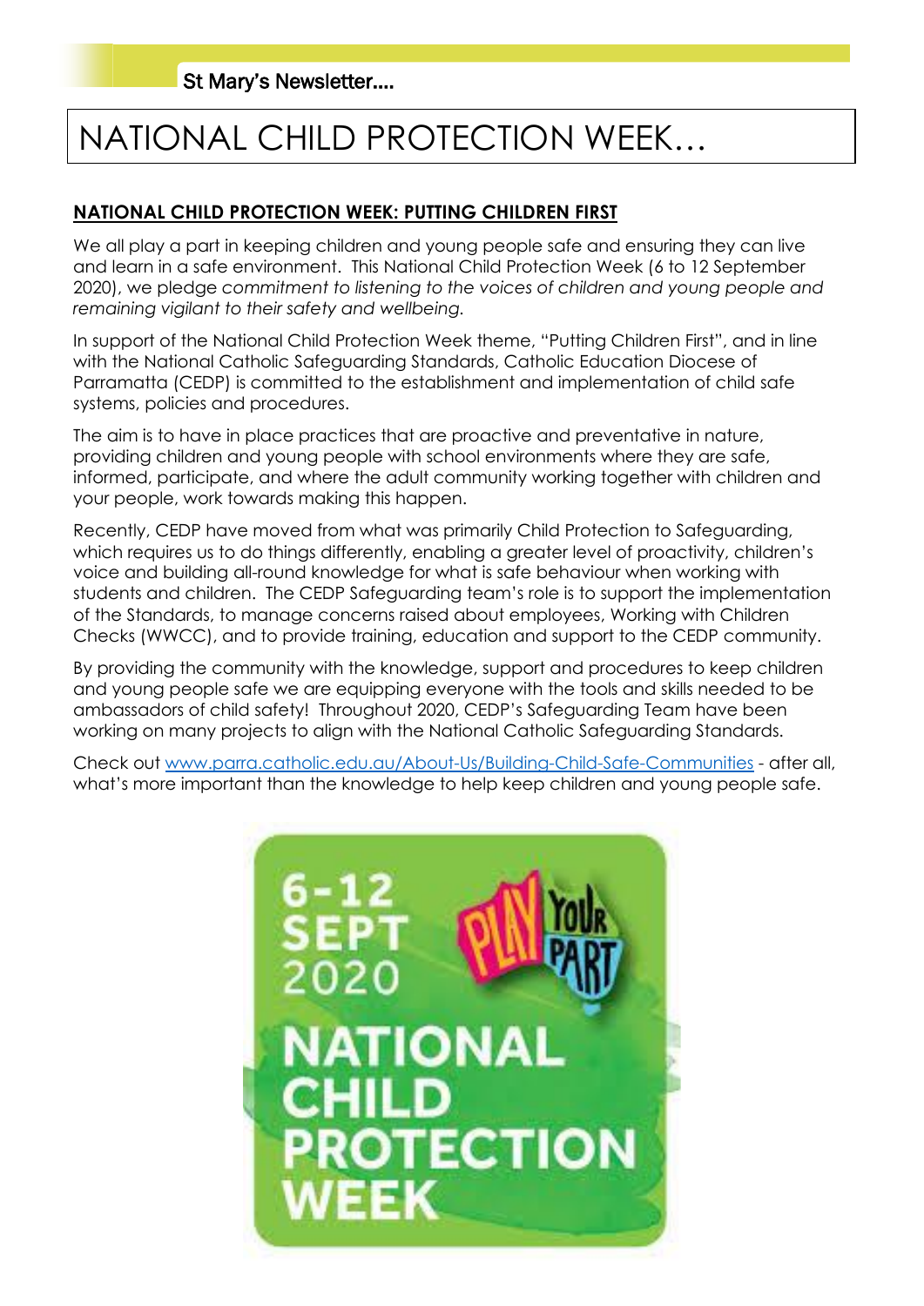# NATIONAL CHILD PROTECTION WEEK…

**NATIONAL CHILD PROTECTION WEEK: PUTTING CHILDREN FIRST**

We all play a part in keeping children and young people safe and ensuring they can live and learn in a safe environment. This National Child Protection Week (6 to 12 September 2020), we pledge *commitment to listening to the voices of children and young people and remaining vigilant to their safety and wellbeing.*

In support of the National Child Protection Week theme, "Putting Children First", and in line with the National Catholic Safeguarding Standards, Catholic Education Diocese of Parramatta (CEDP) is committed to the establishment and implementation of child safe systems, policies and procedures.

The aim is to have in place practices that are proactive and preventative in nature, providing children and young people with school environments where they are safe, informed, participate, and where the adult community working together with children and your people, work towards making this happen.

Recently, CEDP have moved from what was primarily Child Protection to Safeguarding, which requires us to do things differently, enabling a greater level of proactivity, children's voice and building all-round knowledge for what is safe behaviour when working with students and children. The CEDP Safeguarding team's role is to support the implementation of the Standards, to manage concerns raised about employees, Working with Children Checks (WWCC), and to provide training, education and support to the CEDP community.

By providing the community with the knowledge, support and procedures to keep children and young people safe we are equipping everyone with the tools and skills needed to be ambassadors of child safety! Throughout 2020, CEDP's Safeguarding Team have been working on many projects to align with the National Catholic Safeguarding Standards.

Check out www.parra.catholic.edu.au/About-Us/Building-Child-Safe-Communities - after all, what's more important than the knowledge to help keep children and young people safe.

6-12 SEPT 2020 PLAY YOUR PART NATIONAL CHILD PROTECTION WEEK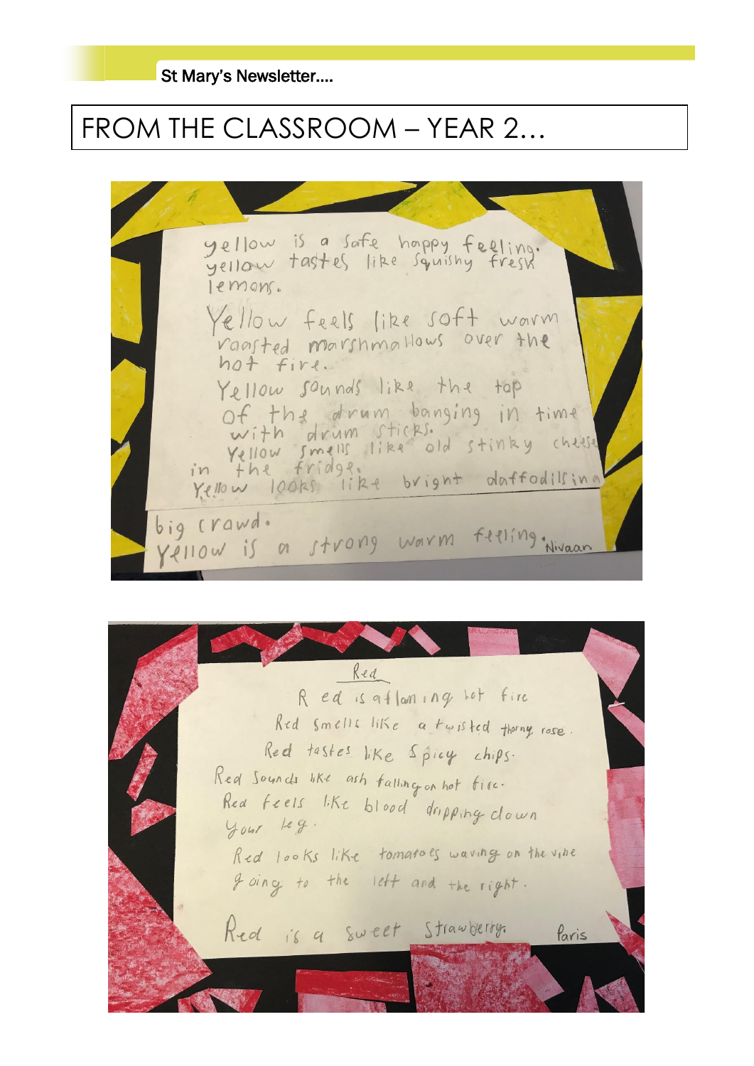# FROM THE CLASSROOM – YEAR 2…

yellow is a safe happy feeling.
yellow tastes like squishy fresh lemons.
Yellow feels like soft warm roasted marshmallows over the hot fire.
Yellow sounds like the top of the drum banging in time with drum sticks.
Yellow smells like old stinky cheese in the fridge.
Yellow looks like bright daffodils in a big crawd.
Yellow is a strong warm feeling.

Nivaan

## Red

Red is a flaming hot fire
Red smells like a twisted thorny rose.
Red tastes like spicy chips.
Red sounds like ash falling on hot fire.
Red feels like blood dripping down your leg.
Red looks like tomatoes waving on the vine going to the left and the right.
Red is a sweet strawberry.

Paris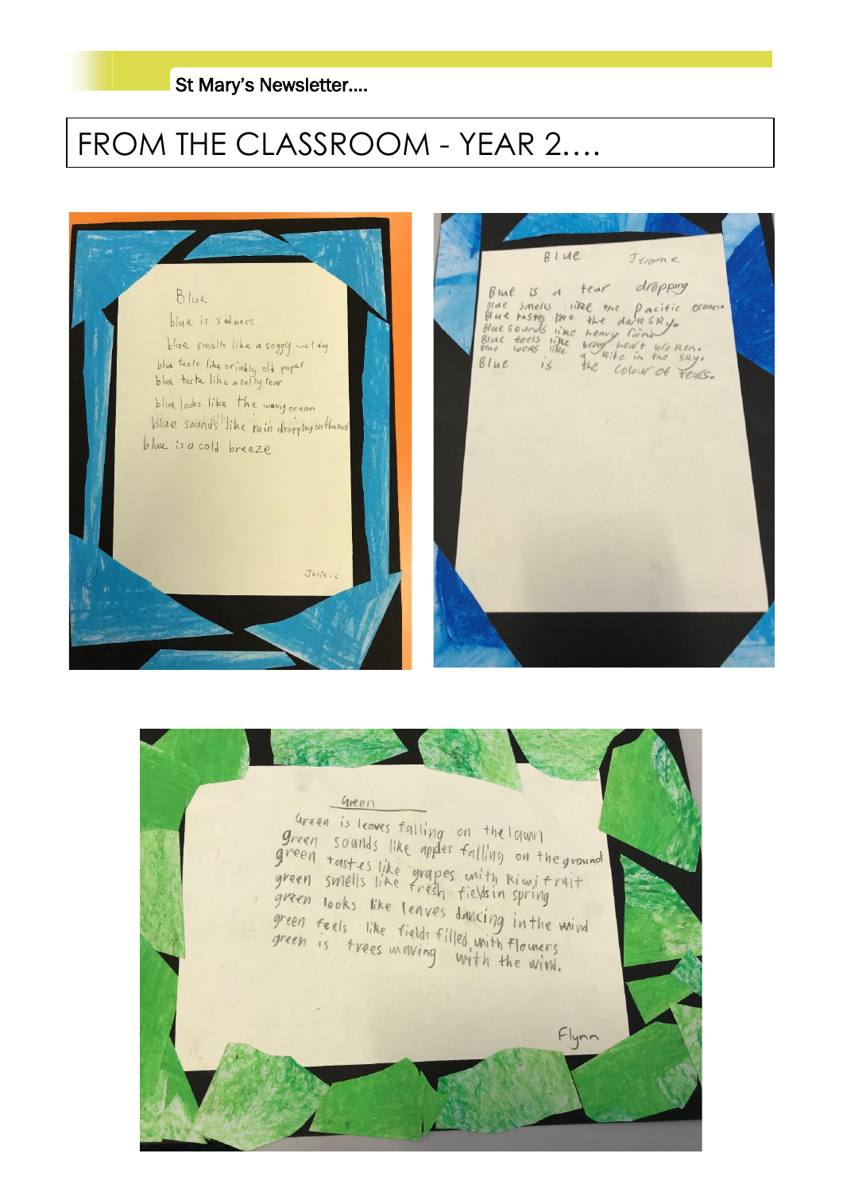# FROM THE CLASSROOM - YEAR 2....

Blue

blue is sadness

blue smells like a soggy wet dog

blue feels like crinkly old paper

blue taste like a salty tear

blue looks like the wavy ocean

blue sounds like rain dropping on the roof

blue is a cold breeze

Josie

Blue — Jerome

Blue is a tear dropping

Blue smells like the Pacific ocean.

Blue tastes like the dark sky.

Blue sounds like heavy rain

Blue feels like broken heart broken.

Blue looks like a kite in the sky.

Blue is the colour of tears.

Green

Green is leaves falling on the lawn

green sounds like apples falling on the ground

green tastes like grapes with kiwi fruit

green smells like fresh fields in spring

green looks like leaves dancing in the wind

green feels like fields filled with flowers

green is trees waving with the wind.

Flynn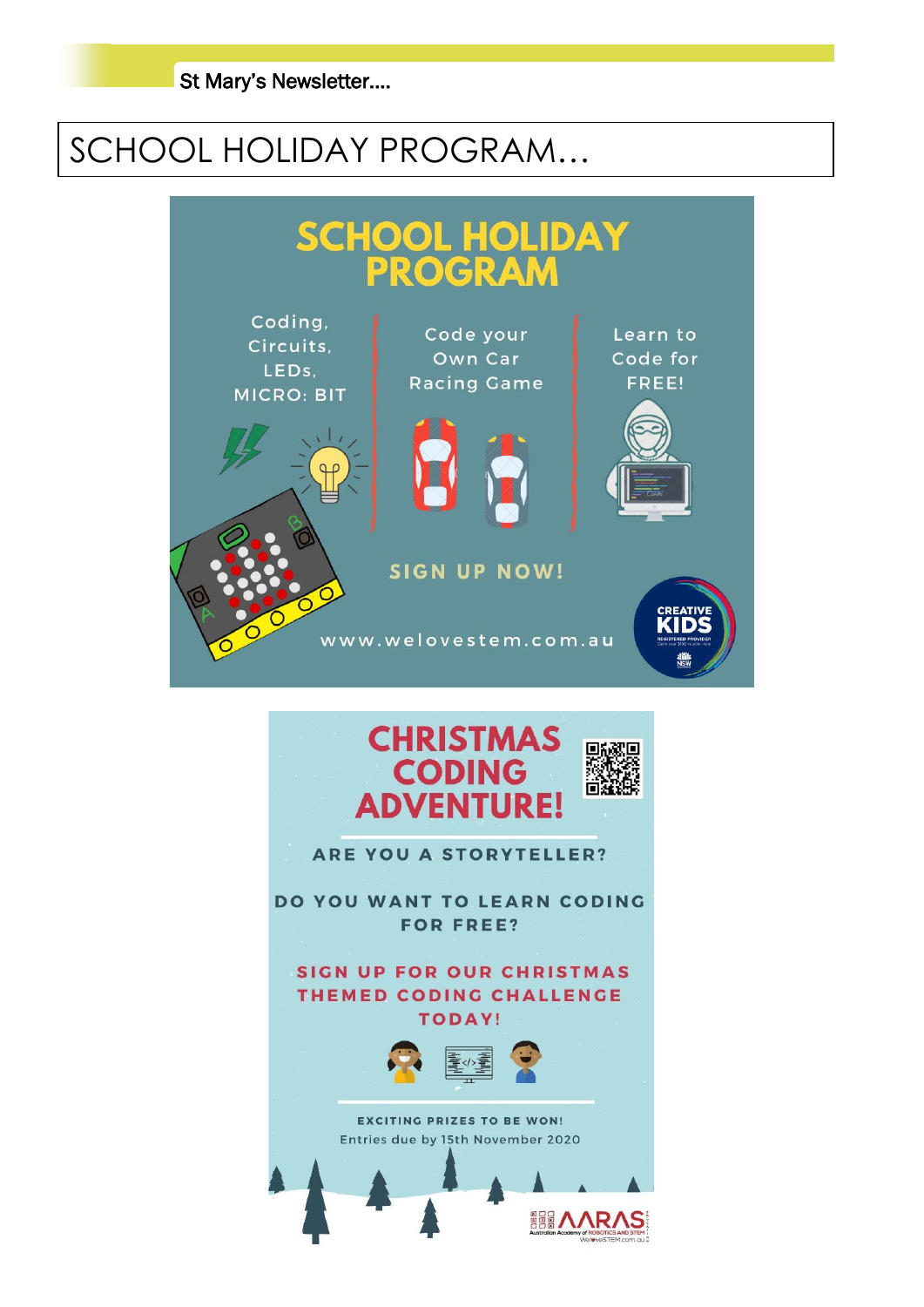# SCHOOL HOLIDAY PROGRAM…

## SCHOOL HOLIDAY PROGRAM

Coding, Circuits, LEDs, MICRO: BIT

Code your Own Car Racing Game

Learn to Code for FREE!

SIGN UP NOW!

www.welovestem.com.au

CREATIVE KIDS

REGISTERED PROVIDER

## CHRISTMAS CODING ADVENTURE!

ARE YOU A STORYTELLER?

DO YOU WANT TO LEARN CODING FOR FREE?

SIGN UP FOR OUR CHRISTMAS THEMED CODING CHALLENGE TODAY!

EXCITING PRIZES TO BE WON!

Entries due by 15th November 2020

AARAS

Australian Academy of ROBOTICS AND STEM

WeloveSTEM.com.au